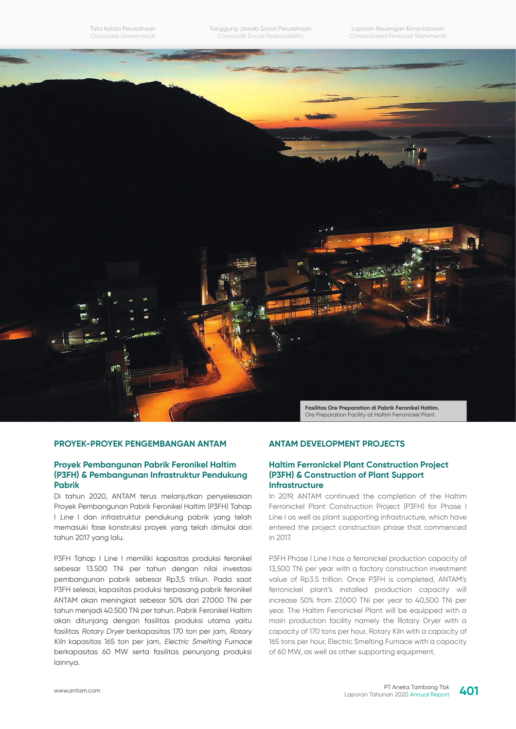Fasilitas Ore Preparation di Pabrik Feronikel Haltim.
Ore Preparation Facility at Haltim Ferronickel Plant.

## PROYEK-PROYEK PENGEMBANGAN ANTAM

### Proyek Pembangunan Pabrik Feronikel Haltim (P3FH) & Pembangunan Infrastruktur Pendukung Pabrik

Di tahun 2020, ANTAM terus melanjutkan penyelesaian Proyek Pembangunan Pabrik Feronikel Haltim (P3FH) Tahap I *Line* I dan infrastruktur pendukung pabrik yang telah memasuki fase konstruksi proyek yang telah dimulai dari tahun 2017 yang lalu.

P3FH Tahap I Line I memiliki kapasitas produksi feronikel sebesar 13.500 TNi per tahun dengan nilai investasi pembangunan pabrik sebesar Rp3,5 triliun. Pada saat P3FH selesai, kapasitas produksi terpasang pabrik feronikel ANTAM akan meningkat sebesar 50% dari 27.000 TNi per tahun menjadi 40.500 TNi per tahun. Pabrik Feronikel Haltim akan ditunjang dengan fasilitas produksi utama yaitu fasilitas *Rotary Dryer* berkapasitas 170 ton per jam, *Rotary Kiln* kapasitas 165 ton per jam, *Electric Smelting Furnace* berkapasitas 60 MW serta fasilitas penunjang produksi lainnya.

## ANTAM DEVELOPMENT PROJECTS

### Haltim Ferronickel Plant Construction Project (P3FH) & Construction of Plant Support Infrastructure

In 2019, ANTAM continued the completion of the Haltim Ferronickel Plant Construction Project (P3FH) for Phase I Line I as well as plant supporting infrastructure, which have entered the project construction phase that commenced in 2017.

P3FH Phase I Line I has a ferronickel production capacity of 13,500 TNi per year with a factory construction investment value of Rp3.5 trillion. Once P3FH is completed, ANTAM's ferronickel plant's installed production capacity will increase 50% from 27,000 TNi per year to 40,500 TNi per year. The Haltim Ferronickel Plant will be equipped with a main production facility namely the Rotary Dryer with a capacity of 170 tons per hour, Rotary Kiln with a capacity of 165 tons per hour, Electric Smelting Furnace with a capacity of 60 MW, as well as other supporting equipment.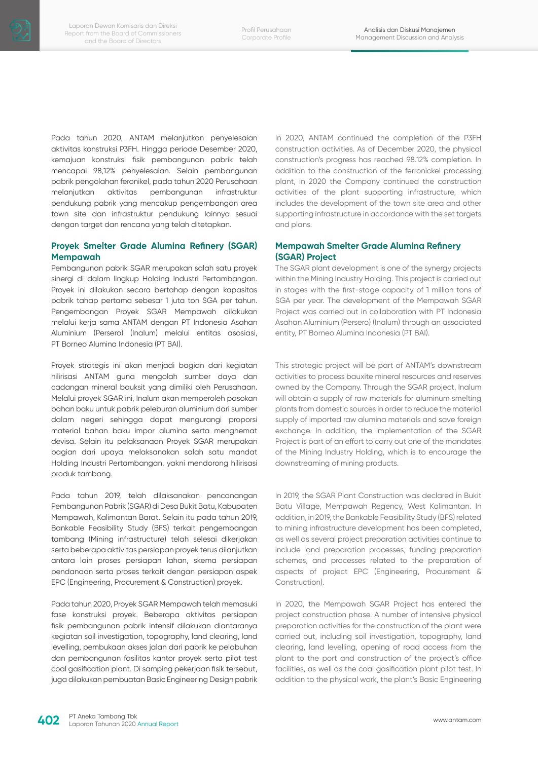Pada tahun 2020, ANTAM melanjutkan penyelesaian aktivitas konstruksi P3FH. Hingga periode Desember 2020, kemajuan konstruksi fisik pembangunan pabrik telah mencapai 98,12% penyelesaian. Selain pembangunan pabrik pengolahan feronikel, pada tahun 2020 Perusahaan melanjutkan aktivitas pembangunan infrastruktur pendukung pabrik yang mencakup pengembangan area town site dan infrastruktur pendukung lainnya sesuai dengan target dan rencana yang telah ditetapkan.

### Proyek Smelter Grade Alumina Refinery (SGAR) Mempawah

Pembangunan pabrik SGAR merupakan salah satu proyek sinergi di dalam lingkup Holding Industri Pertambangan. Proyek ini dilakukan secara bertahap dengan kapasitas pabrik tahap pertama sebesar 1 juta ton SGA per tahun. Pengembangan Proyek SGAR Mempawah dilakukan melalui kerja sama ANTAM dengan PT Indonesia Asahan Aluminium (Persero) (Inalum) melalui entitas asosiasi, PT Borneo Alumina Indonesia (PT BAI).

Proyek strategis ini akan menjadi bagian dari kegiatan hilirisasi ANTAM guna mengolah sumber daya dan cadangan mineral bauksit yang dimiliki oleh Perusahaan. Melalui proyek SGAR ini, Inalum akan memperoleh pasokan bahan baku untuk pabrik peleburan aluminium dari sumber dalam negeri sehingga dapat mengurangi proporsi material bahan baku impor alumina serta menghemat devisa. Selain itu pelaksanaan Proyek SGAR merupakan bagian dari upaya melaksanakan salah satu mandat Holding Industri Pertambangan, yakni mendorong hilirisasi produk tambang.

Pada tahun 2019, telah dilaksanakan pencanangan Pembangunan Pabrik (SGAR) di Desa Bukit Batu, Kabupaten Mempawah, Kalimantan Barat. Selain itu pada tahun 2019, Bankable Feasibility Study (BFS) terkait pengembangan tambang (Mining infrastructure) telah selesai dikerjakan serta beberapa aktivitas persiapan proyek terus dilanjutkan antara lain proses persiapan lahan, skema persiapan pendanaan serta proses terkait dengan persiapan aspek EPC (Engineering, Procurement & Construction) proyek.

Pada tahun 2020, Proyek SGAR Mempawah telah memasuki fase konstruksi proyek. Beberapa aktivitas persiapan fisik pembangunan pabrik intensif dilakukan diantaranya kegiatan soil investigation, topography, land clearing, land levelling, pembukaan akses jalan dari pabrik ke pelabuhan dan pembangunan fasilitas kantor proyek serta pilot test coal gasification plant. Di samping pekerjaan fisik tersebut, juga dilakukan pembuatan Basic Engineering Design pabrik

In 2020, ANTAM continued the completion of the P3FH construction activities. As of December 2020, the physical construction's progress has reached 98.12% completion. In addition to the construction of the ferronickel processing plant, in 2020 the Company continued the construction activities of the plant supporting infrastructure, which includes the development of the town site area and other supporting infrastructure in accordance with the set targets and plans.

### Mempawah Smelter Grade Alumina Refinery (SGAR) Project

The SGAR plant development is one of the synergy projects within the Mining Industry Holding. This project is carried out in stages with the first-stage capacity of 1 million tons of SGA per year. The development of the Mempawah SGAR Project was carried out in collaboration with PT Indonesia Asahan Aluminium (Persero) (Inalum) through an associated entity, PT Borneo Alumina Indonesia (PT BAI).

This strategic project will be part of ANTAM's downstream activities to process bauxite mineral resources and reserves owned by the Company. Through the SGAR project, Inalum will obtain a supply of raw materials for aluminum smelting plants from domestic sources in order to reduce the material supply of imported raw alumina materials and save foreign exchange. In addition, the implementation of the SGAR Project is part of an effort to carry out one of the mandates of the Mining Industry Holding, which is to encourage the downstreaming of mining products.

In 2019, the SGAR Plant Construction was declared in Bukit Batu Village, Mempawah Regency, West Kalimantan. In addition, in 2019, the Bankable Feasibility Study (BFS) related to mining infrastructure development has been completed, as well as several project preparation activities continue to include land preparation processes, funding preparation schemes, and processes related to the preparation of aspects of project EPC (Engineering, Procurement & Construction).

In 2020, the Mempawah SGAR Project has entered the project construction phase. A number of intensive physical preparation activities for the construction of the plant were carried out, including soil investigation, topography, land clearing, land levelling, opening of road access from the plant to the port and construction of the project's office facilities, as well as the coal gasification plant pilot test. In addition to the physical work, the plant's Basic Engineering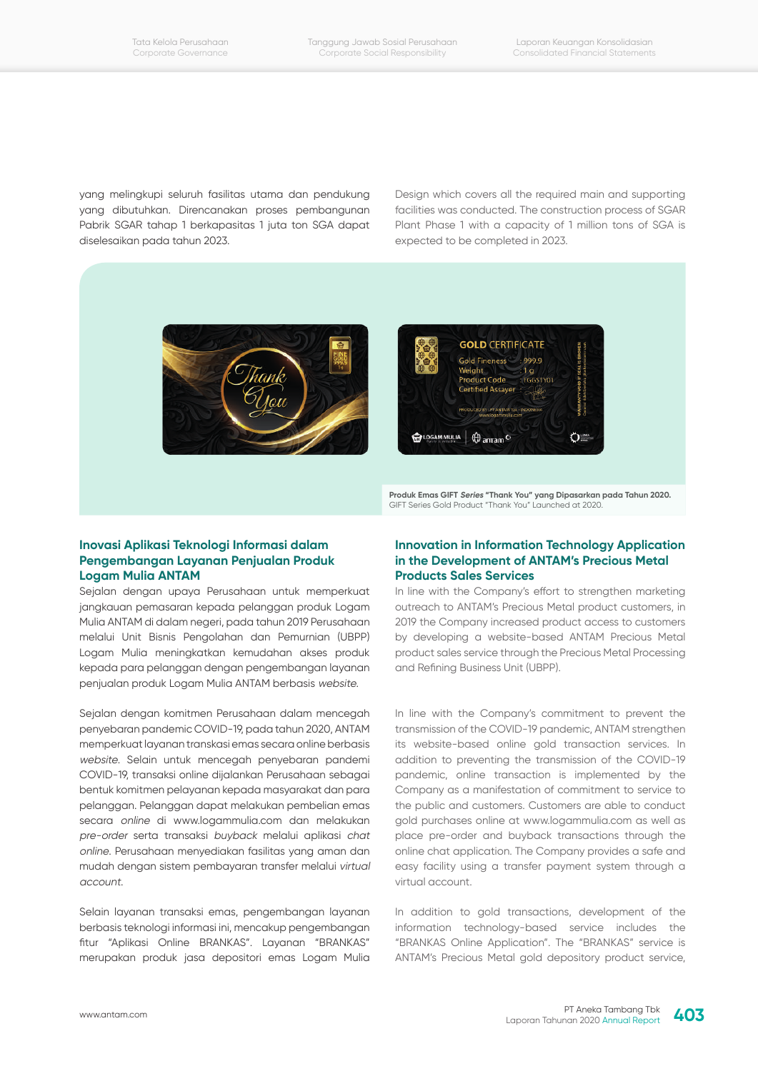yang melingkupi seluruh fasilitas utama dan pendukung yang dibutuhkan. Direncanakan proses pembangunan Pabrik SGAR tahap 1 berkapasitas 1 juta ton SGA dapat diselesaikan pada tahun 2023.

Design which covers all the required main and supporting facilities was conducted. The construction process of SGAR Plant Phase 1 with a capacity of 1 million tons of SGA is expected to be completed in 2023.

**Produk Emas GIFT *Series* "Thank You" yang Dipasarkan pada Tahun 2020.**
GIFT Series Gold Product "Thank You" Launched at 2020.

### Inovasi Aplikasi Teknologi Informasi dalam Pengembangan Layanan Penjualan Produk Logam Mulia ANTAM

Sejalan dengan upaya Perusahaan untuk memperkuat jangkauan pemasaran kepada pelanggan produk Logam Mulia ANTAM di dalam negeri, pada tahun 2019 Perusahaan melalui Unit Bisnis Pengolahan dan Pemurnian (UBPP) Logam Mulia meningkatkan kemudahan akses produk kepada para pelanggan dengan pengembangan layanan penjualan produk Logam Mulia ANTAM berbasis *website*.

Sejalan dengan komitmen Perusahaan dalam mencegah penyebaran pandemic COVID-19, pada tahun 2020, ANTAM memperkuat layanan transkasi emas secara online berbasis *website*. Selain untuk mencegah penyebaran pandemi COVID-19, transaksi online dijalankan Perusahaan sebagai bentuk komitmen pelayanan kepada masyarakat dan para pelanggan. Pelanggan dapat melakukan pembelian emas secara *online* di www.logammulia.com dan melakukan *pre-order* serta transaksi *buyback* melalui aplikasi *chat online*. Perusahaan menyediakan fasilitas yang aman dan mudah dengan sistem pembayaran transfer melalui *virtual account*.

Selain layanan transaksi emas, pengembangan layanan berbasis teknologi informasi ini, mencakup pengembangan fitur "Aplikasi Online BRANKAS". Layanan "BRANKAS" merupakan produk jasa depositori emas Logam Mulia

### Innovation in Information Technology Application in the Development of ANTAM's Precious Metal Products Sales Services

In line with the Company's effort to strengthen marketing outreach to ANTAM's Precious Metal product customers, in 2019 the Company increased product access to customers by developing a website-based ANTAM Precious Metal product sales service through the Precious Metal Processing and Refining Business Unit (UBPP).

In line with the Company's commitment to prevent the transmission of the COVID-19 pandemic, ANTAM strengthen its website-based online gold transaction services. In addition to preventing the transmission of the COVID-19 pandemic, online transaction is implemented by the Company as a manifestation of commitment to service to the public and customers. Customers are able to conduct gold purchases online at www.logammulia.com as well as place pre-order and buyback transactions through the online chat application. The Company provides a safe and easy facility using a transfer payment system through a virtual account.

In addition to gold transactions, development of the information technology-based service includes the "BRANKAS Online Application". The "BRANKAS" service is ANTAM's Precious Metal gold depository product service,